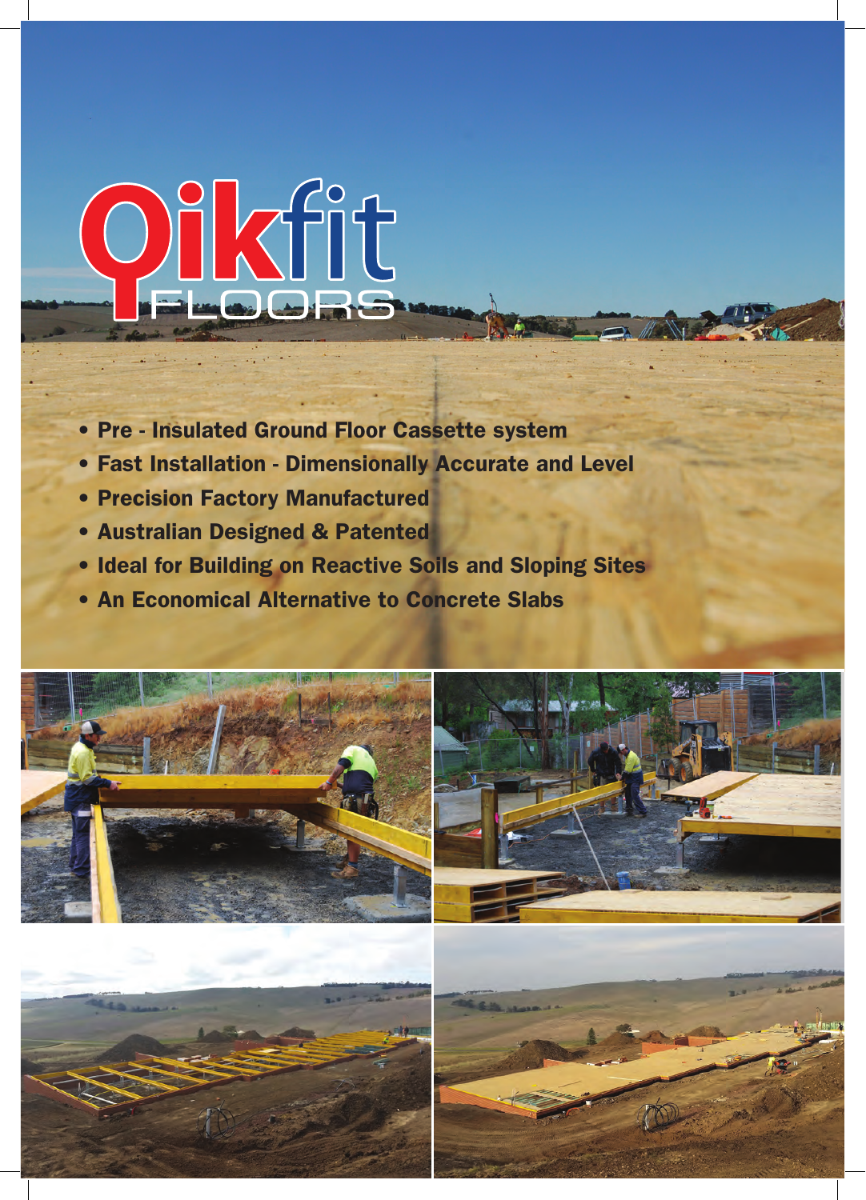# Qikfit FLOORS

- **Pre - Insulated Ground Floor Cassette system**
- **Fast Installation - Dimensionally Accurate and Level**
- **Precision Factory Manufactured**
- **Australian Designed & Patented**
- **Ideal for Building on Reactive Soils and Sloping Sites**
- **An Economical Alternative to Concrete Slabs**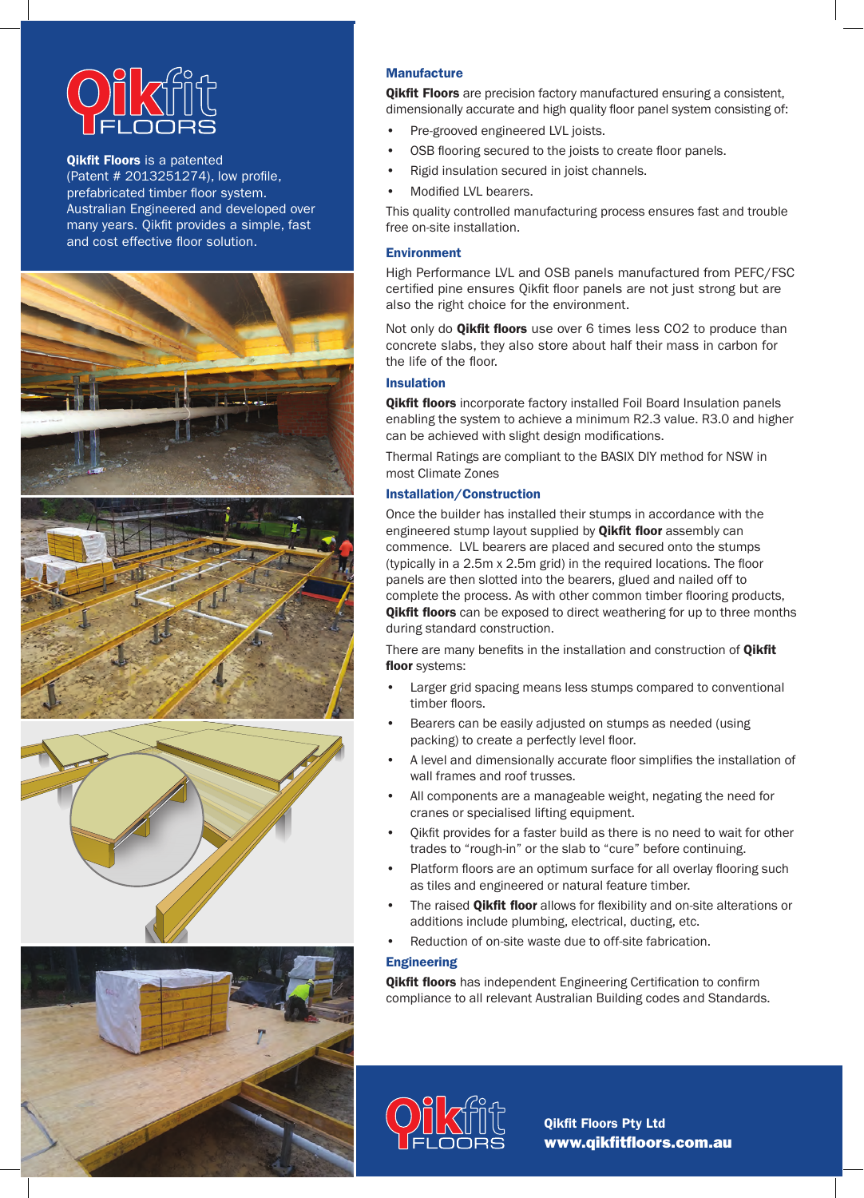**Qikfit Floors** is a patented (Patent # 2013251274), low profile, prefabricated timber floor system. Australian Engineered and developed over many years. Qikfit provides a simple, fast and cost effective floor solution.

### Manufacture

**Qikfit Floors** are precision factory manufactured ensuring a consistent, dimensionally accurate and high quality floor panel system consisting of:

- Pre-grooved engineered LVL joists.
- OSB flooring secured to the joists to create floor panels.
- Rigid insulation secured in joist channels.
- Modified LVL bearers.

This quality controlled manufacturing process ensures fast and trouble free on-site installation.

### Environment

High Performance LVL and OSB panels manufactured from PEFC/FSC certified pine ensures Qikfit floor panels are not just strong but are also the right choice for the environment.

Not only do **Qikfit floors** use over 6 times less $CO2$ to produce than concrete slabs, they also store about half their mass in carbon for the life of the floor.

### Insulation

**Qikfit floors** incorporate factory installed Foil Board Insulation panels enabling the system to achieve a minimum R2.3 value. R3.0 and higher can be achieved with slight design modifications.

Thermal Ratings are compliant to the BASIX DIY method for NSW in most Climate Zones

### Installation/Construction

Once the builder has installed their stumps in accordance with the engineered stump layout supplied by **Qikfit floor** assembly can commence. LVL bearers are placed and secured onto the stumps (typically in a 2.5m x 2.5m grid) in the required locations. The floor panels are then slotted into the bearers, glued and nailed off to complete the process. As with other common timber flooring products, **Qikfit floors** can be exposed to direct weathering for up to three months during standard construction.

There are many benefits in the installation and construction of **Qikfit floor** systems:

- Larger grid spacing means less stumps compared to conventional timber floors.
- Bearers can be easily adjusted on stumps as needed (using packing) to create a perfectly level floor.
- A level and dimensionally accurate floor simplifies the installation of wall frames and roof trusses.
- All components are a manageable weight, negating the need for cranes or specialised lifting equipment.
- Qikfit provides for a faster build as there is no need to wait for other trades to "rough-in" or the slab to "cure" before continuing.
- Platform floors are an optimum surface for all overlay flooring such as tiles and engineered or natural feature timber.
- The raised **Qikfit floor** allows for flexibility and on-site alterations or additions include plumbing, electrical, ducting, etc.
- Reduction of on-site waste due to off-site fabrication.

### Engineering

**Qikfit floors** has independent Engineering Certification to confirm compliance to all relevant Australian Building codes and Standards.

**Qikfit Floors Pty Ltd**
**www.qikfitfloors.com.au**